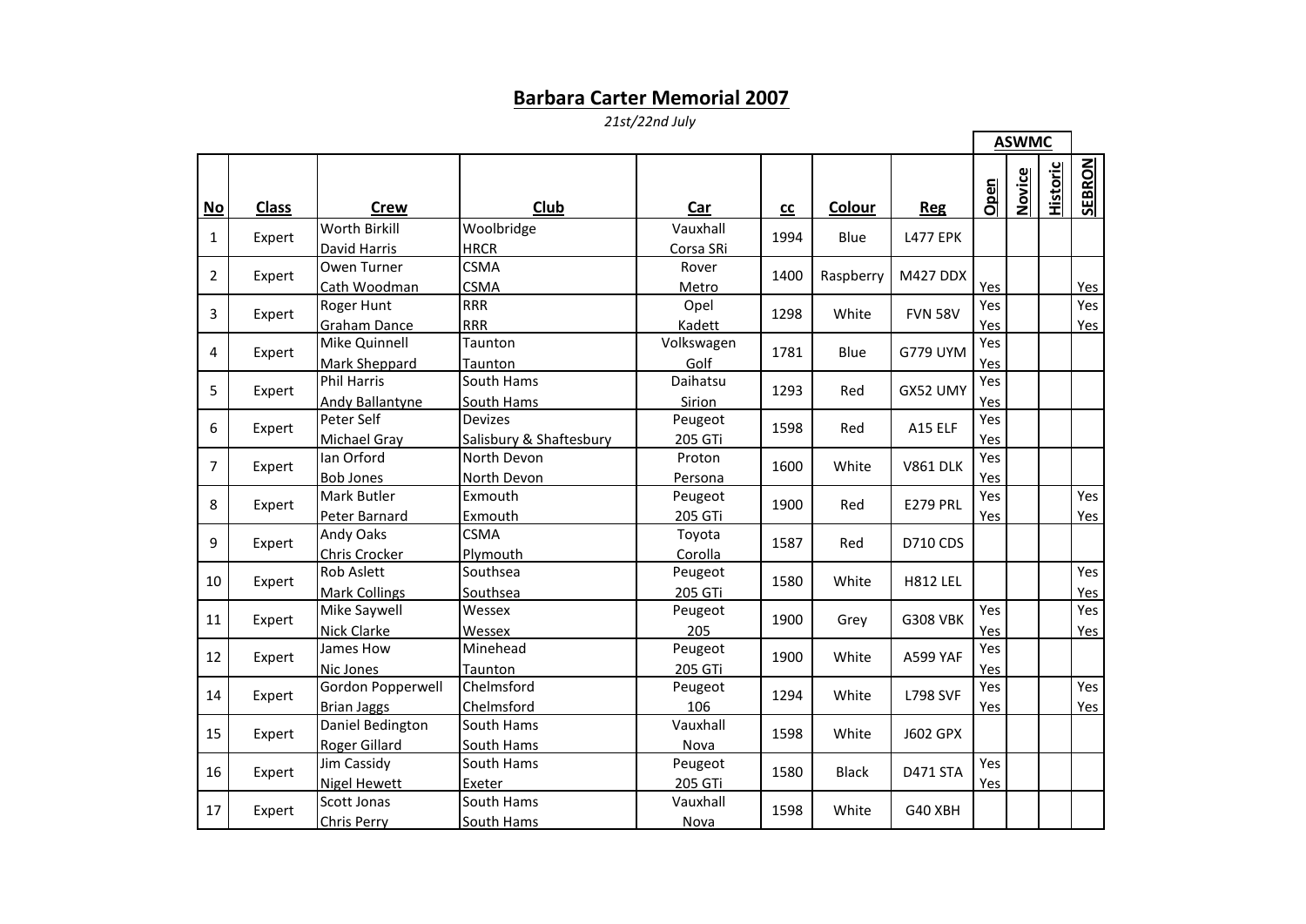# Barbara Carter Memorial 2007

*21st/22nd July*

| No | Class | Crew | Club | Car | cc | Colour | Reg | ASWMC Open | ASWMC Novice | ASWMC Historic | SEBRON |
|---|---|---|---|---|---|---|---|---|---|---|---|
| 1 | Expert | Worth Birkill | Woolbridge | Vauxhall | 1994 | Blue | L477 EPK | | | | |
| | | David Harris | HRCR | Corsa SRi | | | | | | | |
| 2 | Expert | Owen Turner | CSMA | Rover | 1400 | Raspberry | M427 DDX | | | | |
| | | Cath Woodman | CSMA | Metro | | | | Yes | | | Yes |
| 3 | Expert | Roger Hunt | RRR | Opel | 1298 | White | FVN 58V | Yes | | | Yes |
| | | Graham Dance | RRR | Kadett | | | | Yes | | | Yes |
| 4 | Expert | Mike Quinnell | Taunton | Volkswagen | 1781 | Blue | G779 UYM | Yes | | | |
| | | Mark Sheppard | Taunton | Golf | | | | Yes | | | |
| 5 | Expert | Phil Harris | South Hams | Daihatsu | 1293 | Red | GX52 UMY | Yes | | | |
| | | Andy Ballantyne | South Hams | Sirion | | | | Yes | | | |
| 6 | Expert | Peter Self | Devizes | Peugeot | 1598 | Red | A15 ELF | Yes | | | |
| | | Michael Gray | Salisbury & Shaftesbury | 205 GTi | | | | Yes | | | |
| 7 | Expert | Ian Orford | North Devon | Proton | 1600 | White | V861 DLK | Yes | | | |
| | | Bob Jones | North Devon | Persona | | | | Yes | | | |
| 8 | Expert | Mark Butler | Exmouth | Peugeot | 1900 | Red | E279 PRL | Yes | | | Yes |
| | | Peter Barnard | Exmouth | 205 GTi | | | | Yes | | | Yes |
| 9 | Expert | Andy Oaks | CSMA | Toyota | 1587 | Red | D710 CDS | | | | |
| | | Chris Crocker | Plymouth | Corolla | | | | | | | |
| 10 | Expert | Rob Aslett | Southsea | Peugeot | 1580 | White | H812 LEL | | | | Yes |
| | | Mark Collings | Southsea | 205 GTi | | | | | | | Yes |
| 11 | Expert | Mike Saywell | Wessex | Peugeot | 1900 | Grey | G308 VBK | Yes | | | Yes |
| | | Nick Clarke | Wessex | 205 | | | | Yes | | | Yes |
| 12 | Expert | James How | Minehead | Peugeot | 1900 | White | A599 YAF | Yes | | | |
| | | Nic Jones | Taunton | 205 GTi | | | | Yes | | | |
| 14 | Expert | Gordon Popperwell | Chelmsford | Peugeot | 1294 | White | L798 SVF | Yes | | | Yes |
| | | Brian Jaggs | Chelmsford | 106 | | | | Yes | | | Yes |
| 15 | Expert | Daniel Bedington | South Hams | Vauxhall | 1598 | White | J602 GPX | | | | |
| | | Roger Gillard | South Hams | Nova | | | | | | | |
| 16 | Expert | Jim Cassidy | South Hams | Peugeot | 1580 | Black | D471 STA | Yes | | | |
| | | Nigel Hewett | Exeter | 205 GTi | | | | Yes | | | |
| 17 | Expert | Scott Jonas | South Hams | Vauxhall | 1598 | White | G40 XBH | | | | |
| | | Chris Perry | South Hams | Nova | | | | | | | |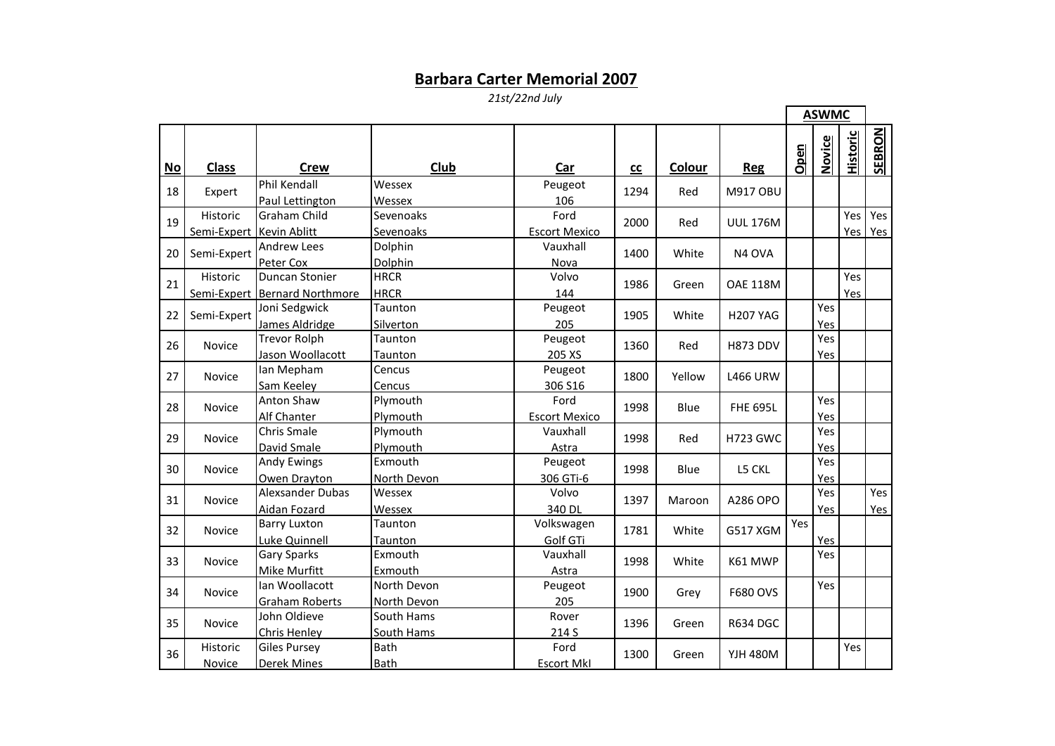# Barbara Carter Memorial 2007

*21st/22nd July*

| No | Class | Crew | Club | Car | cc | Colour | Reg | ASWMC Open | ASWMC Novice | ASWMC Historic | SEBRON |
|---|---|---|---|---|---|---|---|---|---|---|---|
| 18 | Expert | Phil Kendall<br>Paul Lettington | Wessex<br>Wessex | Peugeot<br>106 | 1294 | Red | M917 OBU | | | | |
| 19 | Historic<br>Semi-Expert | Graham Child<br>Kevin Ablitt | Sevenoaks<br>Sevenoaks | Ford<br>Escort Mexico | 2000 | Red | UUL 176M | | | Yes<br>Yes | Yes<br>Yes |
| 20 | Semi-Expert | Andrew Lees<br>Peter Cox | Dolphin<br>Dolphin | Vauxhall<br>Nova | 1400 | White | N4 OVA | | | | |
| 21 | Historic<br>Semi-Expert | Duncan Stonier<br>Bernard Northmore | HRCR<br>HRCR | Volvo<br>144 | 1986 | Green | OAE 118M | | | Yes<br>Yes | |
| 22 | Semi-Expert | Joni Sedgwick<br>James Aldridge | Taunton<br>Silverton | Peugeot<br>205 | 1905 | White | H207 YAG | | Yes<br>Yes | | |
| 26 | Novice | Trevor Rolph<br>Jason Woollacott | Taunton<br>Taunton | Peugeot<br>205 XS | 1360 | Red | H873 DDV | | Yes<br>Yes | | |
| 27 | Novice | Ian Mepham<br>Sam Keeley | Cencus<br>Cencus | Peugeot<br>306 S16 | 1800 | Yellow | L466 URW | | | | |
| 28 | Novice | Anton Shaw<br>Alf Chanter | Plymouth<br>Plymouth | Ford<br>Escort Mexico | 1998 | Blue | FHE 695L | | Yes<br>Yes | | |
| 29 | Novice | Chris Smale<br>David Smale | Plymouth<br>Plymouth | Vauxhall<br>Astra | 1998 | Red | H723 GWC | | Yes<br>Yes | | |
| 30 | Novice | Andy Ewings<br>Owen Drayton | Exmouth<br>North Devon | Peugeot<br>306 GTi-6 | 1998 | Blue | L5 CKL | | Yes<br>Yes | | |
| 31 | Novice | Alexsander Dubas<br>Aidan Fozard | Wessex<br>Wessex | Volvo<br>340 DL | 1397 | Maroon | A286 OPO | | Yes<br>Yes | | Yes<br>Yes |
| 32 | Novice | Barry Luxton<br>Luke Quinnell | Taunton<br>Taunton | Volkswagen<br>Golf GTi | 1781 | White | G517 XGM | Yes | Yes | | |
| 33 | Novice | Gary Sparks<br>Mike Murfitt | Exmouth<br>Exmouth | Vauxhall<br>Astra | 1998 | White | K61 MWP | | Yes | | |
| 34 | Novice | Ian Woollacott<br>Graham Roberts | North Devon<br>North Devon | Peugeot<br>205 | 1900 | Grey | F680 OVS | | Yes | | |
| 35 | Novice | John Oldieve<br>Chris Henley | South Hams<br>South Hams | Rover<br>214 S | 1396 | Green | R634 DGC | | | | |
| 36 | Historic<br>Novice | Giles Pursey<br>Derek Mines | Bath<br>Bath | Ford<br>Escort MkI | 1300 | Green | YJH 480M | | | Yes | |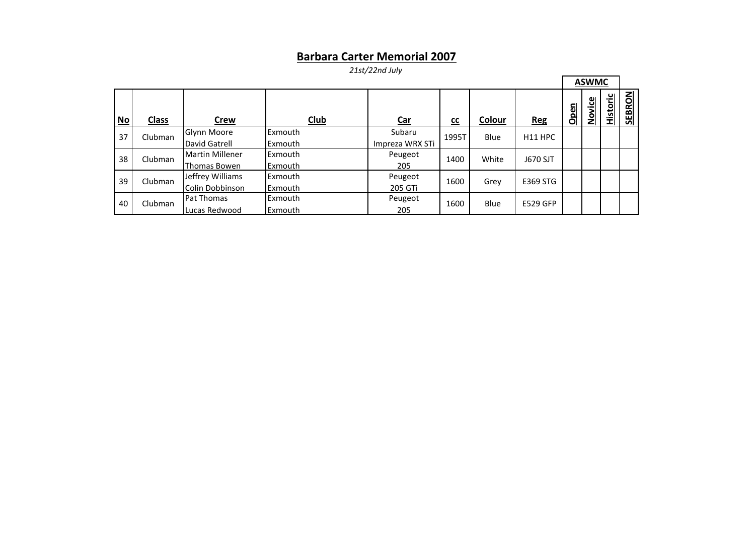# Barbara Carter Memorial 2007

*21st/22nd July*

| No | Class | Crew | Club | Car | cc | Colour | Reg | ASWMC Open | ASWMC Novice | ASWMC Historic | SEBRON |
|---|---|---|---|---|---|---|---|---|---|---|---|
| 37 | Clubman | Glynn Moore<br>David Gatrell | Exmouth<br>Exmouth | Subaru<br>Impreza WRX STi | 1995T | Blue | H11 HPC | | | | |
| 38 | Clubman | Martin Millener<br>Thomas Bowen | Exmouth<br>Exmouth | Peugeot<br>205 | 1400 | White | J670 SJT | | | | |
| 39 | Clubman | Jeffrey Williams<br>Colin Dobbinson | Exmouth<br>Exmouth | Peugeot<br>205 GTi | 1600 | Grey | E369 STG | | | | |
| 40 | Clubman | Pat Thomas<br>Lucas Redwood | Exmouth<br>Exmouth | Peugeot<br>205 | 1600 | Blue | E529 GFP | | | | |